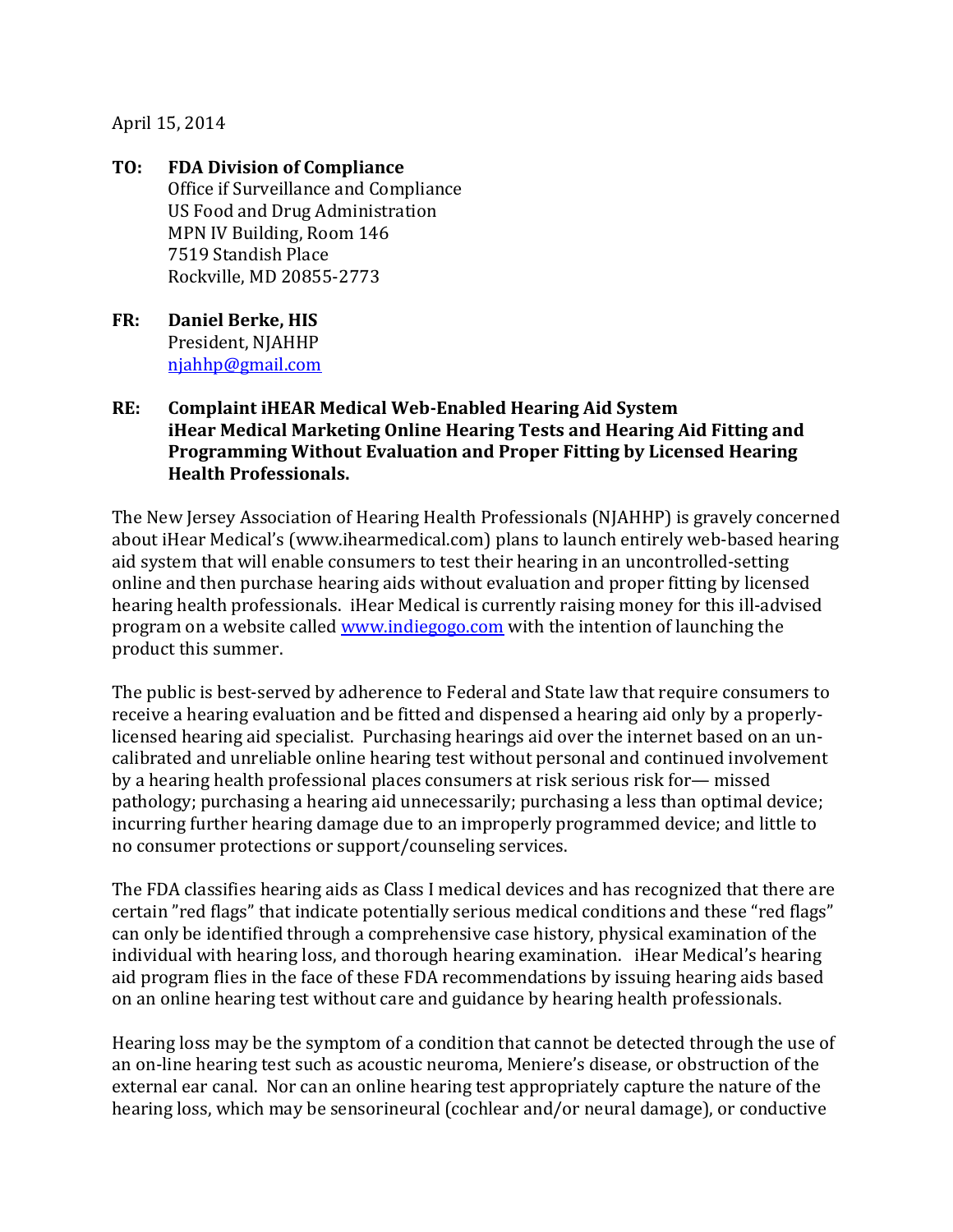April 15, 2014

**TO: FDA Division of Compliance**
Office if Surveillance and Compliance
US Food and Drug Administration
MPN IV Building, Room 146
7519 Standish Place
Rockville, MD 20855-2773

**FR: Daniel Berke, HIS**
President, NJAHHP
njahhp@gmail.com

**RE: Complaint iHEAR Medical Web-Enabled Hearing Aid System**
**iHear Medical Marketing Online Hearing Tests and Hearing Aid Fitting and Programming Without Evaluation and Proper Fitting by Licensed Hearing Health Professionals.**

The New Jersey Association of Hearing Health Professionals (NJAHHP) is gravely concerned about iHear Medical's (www.ihearmedical.com) plans to launch entirely web-based hearing aid system that will enable consumers to test their hearing in an uncontrolled-setting online and then purchase hearing aids without evaluation and proper fitting by licensed hearing health professionals. iHear Medical is currently raising money for this ill-advised program on a website called www.indiegogo.com with the intention of launching the product this summer.

The public is best-served by adherence to Federal and State law that require consumers to receive a hearing evaluation and be fitted and dispensed a hearing aid only by a properly-licensed hearing aid specialist. Purchasing hearings aid over the internet based on an un-calibrated and unreliable online hearing test without personal and continued involvement by a hearing health professional places consumers at risk serious risk for— missed pathology; purchasing a hearing aid unnecessarily; purchasing a less than optimal device; incurring further hearing damage due to an improperly programmed device; and little to no consumer protections or support/counseling services.

The FDA classifies hearing aids as Class I medical devices and has recognized that there are certain "red flags" that indicate potentially serious medical conditions and these "red flags" can only be identified through a comprehensive case history, physical examination of the individual with hearing loss, and thorough hearing examination. iHear Medical's hearing aid program flies in the face of these FDA recommendations by issuing hearing aids based on an online hearing test without care and guidance by hearing health professionals.

Hearing loss may be the symptom of a condition that cannot be detected through the use of an on-line hearing test such as acoustic neuroma, Meniere's disease, or obstruction of the external ear canal. Nor can an online hearing test appropriately capture the nature of the hearing loss, which may be sensorineural (cochlear and/or neural damage), or conductive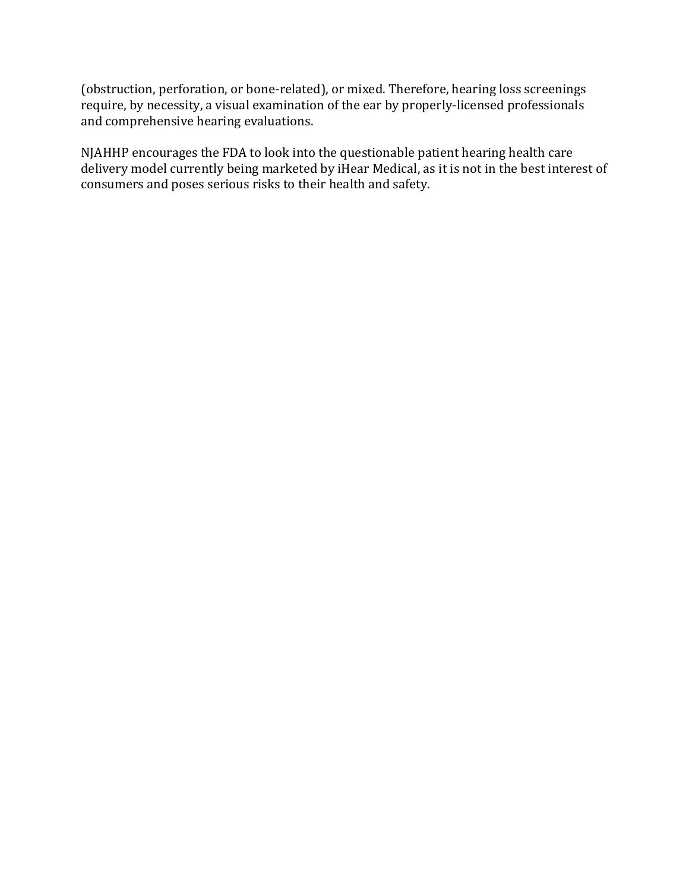(obstruction, perforation, or bone-related), or mixed. Therefore, hearing loss screenings require, by necessity, a visual examination of the ear by properly-licensed professionals and comprehensive hearing evaluations.

NJAHHP encourages the FDA to look into the questionable patient hearing health care delivery model currently being marketed by iHear Medical, as it is not in the best interest of consumers and poses serious risks to their health and safety.